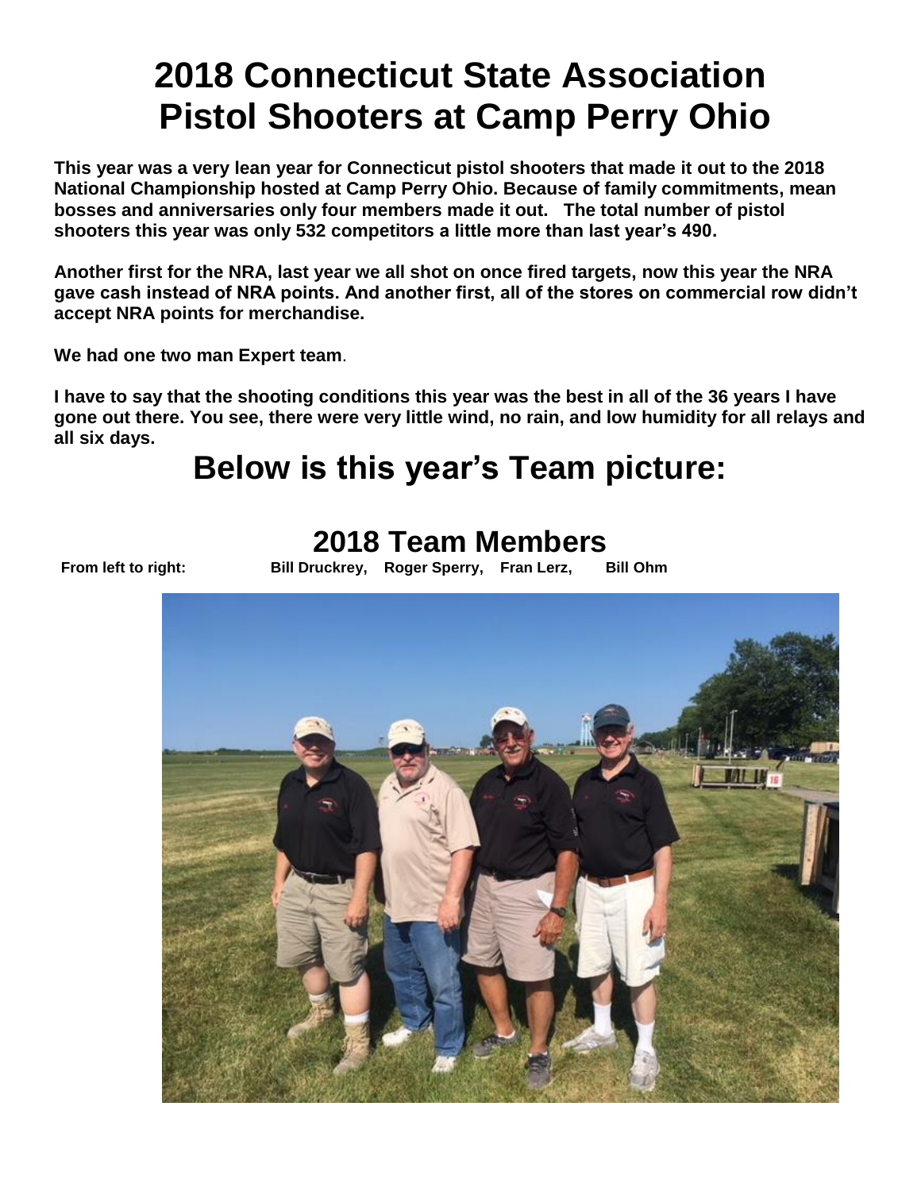# 2018 Connecticut State Association Pistol Shooters at Camp Perry Ohio

**This year was a very lean year for Connecticut pistol shooters that made it out to the 2018 National Championship hosted at Camp Perry Ohio. Because of family commitments, mean bosses and anniversaries only four members made it out. The total number of pistol shooters this year was only 532 competitors a little more than last year's 490.**

**Another first for the NRA, last year we all shot on once fired targets, now this year the NRA gave cash instead of NRA points. And another first, all of the stores on commercial row didn't accept NRA points for merchandise.**

**We had one two man Expert team**.

**I have to say that the shooting conditions this year was the best in all of the 36 years I have gone out there. You see, there were very little wind, no rain, and low humidity for all relays and all six days.**

## Below is this year's Team picture:

## 2018 Team Members

**From left to right: Bill Druckrey, Roger Sperry, Fran Lerz, Bill Ohm**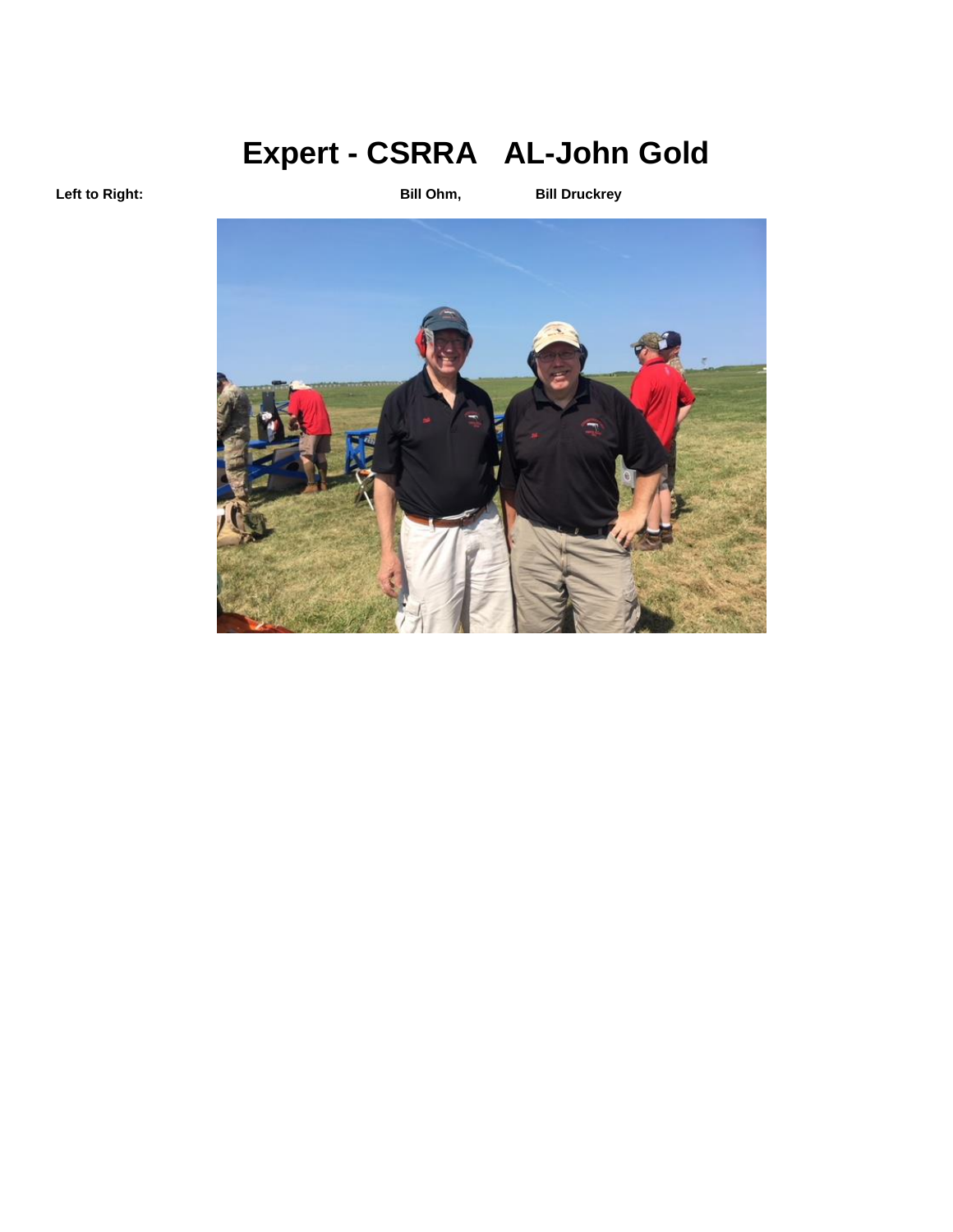# Expert - CSRRA AL-John Gold

**Left to Right:** **Bill Ohm,** **Bill Druckrey**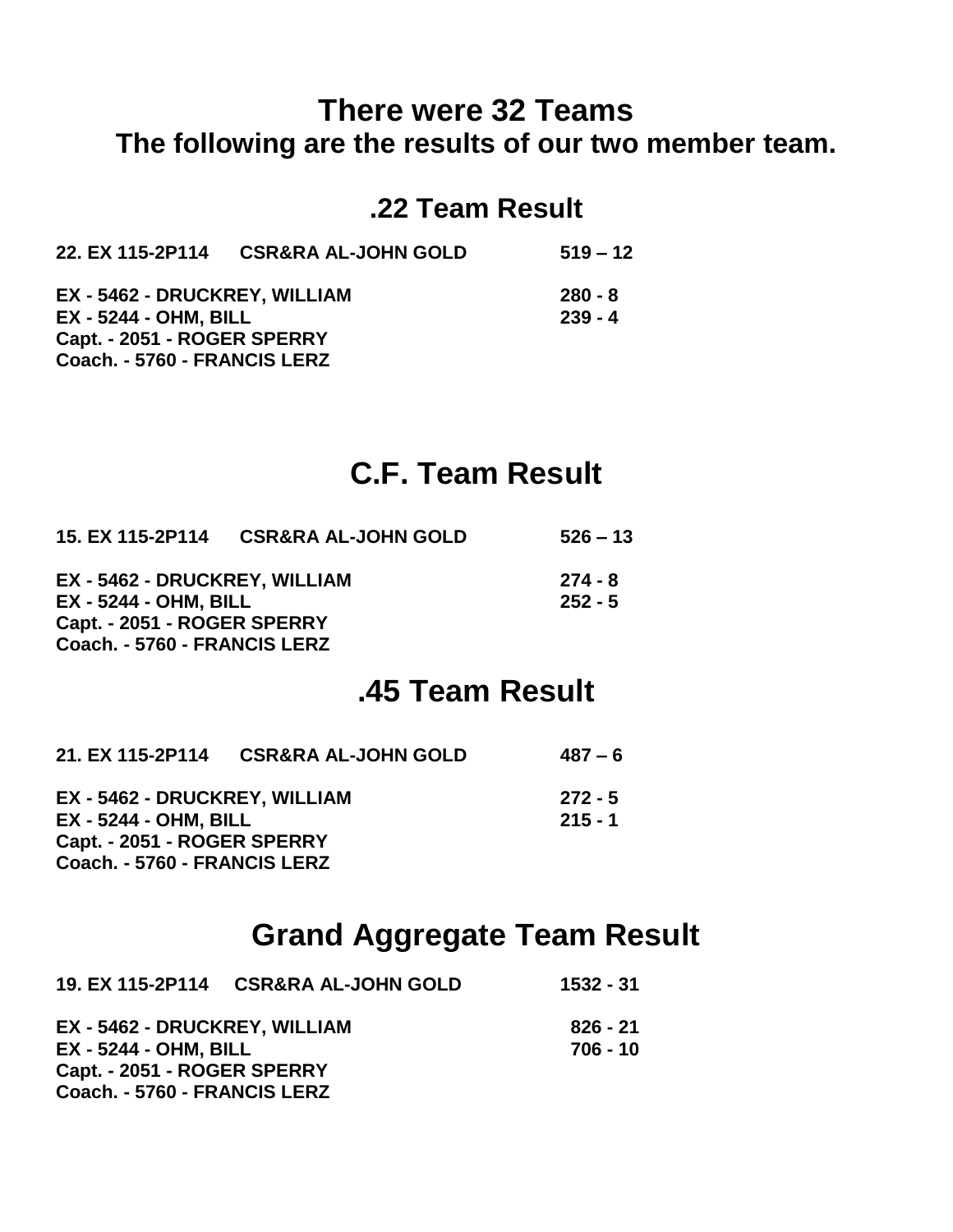# There were 32 Teams

## The following are the results of our two member team.

## .22 Team Result

| | | |
|---|---|---|
| 22. EX 115-2P114 | CSR&RA AL-JOHN GOLD | 519 – 12 |
| EX - 5462 - DRUCKREY, WILLIAM | | 280 - 8 |
| EX - 5244 - OHM, BILL | | 239 - 4 |
| Capt. - 2051 - ROGER SPERRY | | |
| Coach. - 5760 - FRANCIS LERZ | | |

## C.F. Team Result

| | | |
|---|---|---|
| 15. EX 115-2P114 | CSR&RA AL-JOHN GOLD | 526 – 13 |
| EX - 5462 - DRUCKREY, WILLIAM | | 274 - 8 |
| EX - 5244 - OHM, BILL | | 252 - 5 |
| Capt. - 2051 - ROGER SPERRY | | |
| Coach. - 5760 - FRANCIS LERZ | | |

## .45 Team Result

| | | |
|---|---|---|
| 21. EX 115-2P114 | CSR&RA AL-JOHN GOLD | 487 – 6 |
| EX - 5462 - DRUCKREY, WILLIAM | | 272 - 5 |
| EX - 5244 - OHM, BILL | | 215 - 1 |
| Capt. - 2051 - ROGER SPERRY | | |
| Coach. - 5760 - FRANCIS LERZ | | |

## Grand Aggregate Team Result

| | | |
|---|---|---|
| 19. EX 115-2P114 | CSR&RA AL-JOHN GOLD | 1532 - 31 |
| EX - 5462 - DRUCKREY, WILLIAM | | 826 - 21 |
| EX - 5244 - OHM, BILL | | 706 - 10 |
| Capt. - 2051 - ROGER SPERRY | | |
| Coach. - 5760 - FRANCIS LERZ | | |